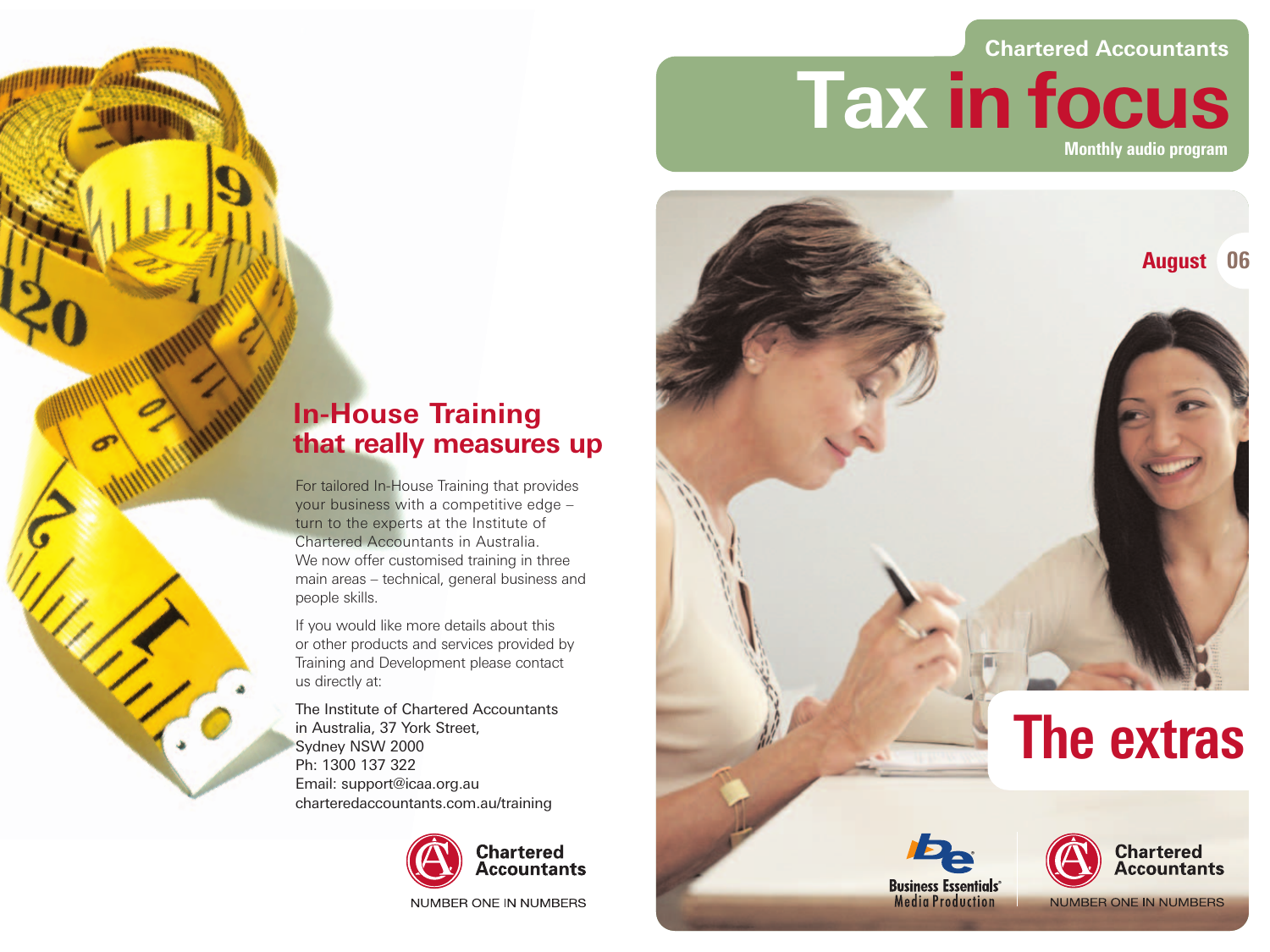## In-House Training that really measures up

For tailored In-House Training that provides your business with a competitive edge – turn to the experts at the Institute of Chartered Accountants in Australia. We now offer customised training in three main areas – technical, general business and people skills.

If you would like more details about this or other products and services provided by Training and Development please contact us directly at:

The Institute of Chartered Accountants in Australia, 37 York Street, Sydney NSW 2000
Ph: 1300 137 322
Email: support@icaa.org.au
charteredaccountants.com.au/training

Chartered Accountants
NUMBER ONE IN NUMBERS

Chartered Accountants

# Tax in focus

**Monthly audio program**

**August 06**

# The extras

Business Essentials® Media Production

Chartered Accountants
NUMBER ONE IN NUMBERS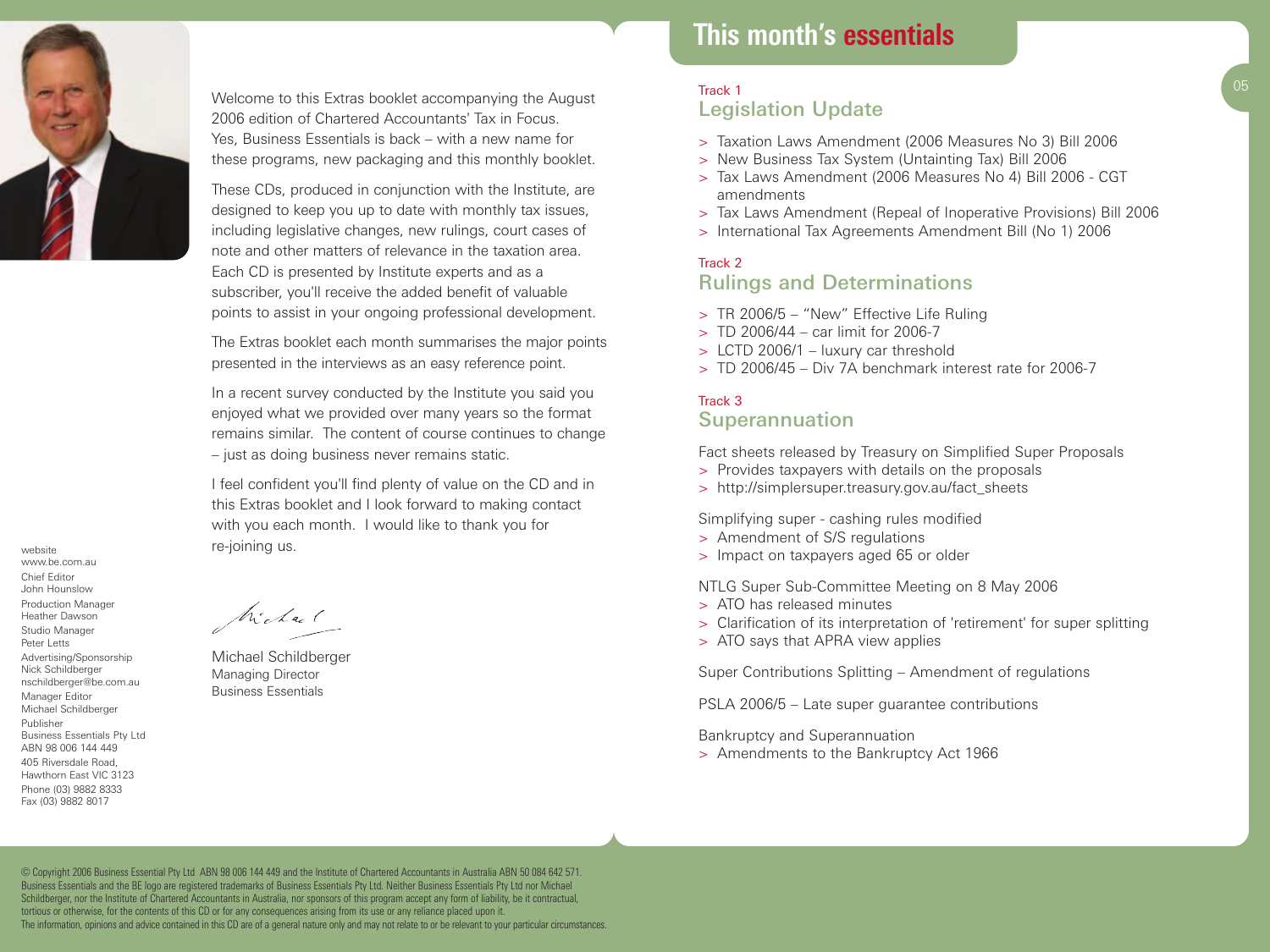Welcome to this Extras booklet accompanying the August 2006 edition of Chartered Accountants' Tax in Focus. Yes, Business Essentials is back – with a new name for these programs, new packaging and this monthly booklet.

These CDs, produced in conjunction with the Institute, are designed to keep you up to date with monthly tax issues, including legislative changes, new rulings, court cases of note and other matters of relevance in the taxation area. Each CD is presented by Institute experts and as a subscriber, you'll receive the added benefit of valuable points to assist in your ongoing professional development.

The Extras booklet each month summarises the major points presented in the interviews as an easy reference point.

In a recent survey conducted by the Institute you said you enjoyed what we provided over many years so the format remains similar. The content of course continues to change – just as doing business never remains static.

I feel confident you'll find plenty of value on the CD and in this Extras booklet and I look forward to making contact with you each month. I would like to thank you for re-joining us.

Michael Schildberger
Managing Director
Business Essentials

website
www.be.com.au
Chief Editor
John Hounslow
Production Manager
Heather Dawson
Studio Manager
Peter Letts
Advertising/Sponsorship
Nick Schildberger
nschildberger@be.com.au
Manager Editor
Michael Schildberger
Publisher
Business Essentials Pty Ltd
ABN 98 006 144 449
405 Riversdale Road,
Hawthorn East VIC 3123
Phone (03) 9882 8333
Fax (03) 9882 8017

# This month's essentials

Track 1

## Legislation Update

- Taxation Laws Amendment (2006 Measures No 3) Bill 2006
- New Business Tax System (Untainting Tax) Bill 2006
- Tax Laws Amendment (2006 Measures No 4) Bill 2006 - CGT amendments
- Tax Laws Amendment (Repeal of Inoperative Provisions) Bill 2006
- International Tax Agreements Amendment Bill (No 1) 2006

Track 2

## Rulings and Determinations

- TR 2006/5 – "New" Effective Life Ruling
- TD 2006/44 – car limit for 2006-7
- LCTD 2006/1 – luxury car threshold
- TD 2006/45 – Div 7A benchmark interest rate for 2006-7

Track 3

## Superannuation

Fact sheets released by Treasury on Simplified Super Proposals
- Provides taxpayers with details on the proposals
- http://simplersuper.treasury.gov.au/fact_sheets

Simplifying super - cashing rules modified
- Amendment of S/S regulations
- Impact on taxpayers aged 65 or older

NTLG Super Sub-Committee Meeting on 8 May 2006
- ATO has released minutes
- Clarification of its interpretation of 'retirement' for super splitting
- ATO says that APRA view applies

Super Contributions Splitting – Amendment of regulations

PSLA 2006/5 – Late super guarantee contributions

Bankruptcy and Superannuation
- Amendments to the Bankruptcy Act 1966

© Copyright 2006 Business Essential Pty Ltd ABN 98 006 144 449 and the Institute of Chartered Accountants in Australia ABN 50 084 642 571. Business Essentials and the BE logo are registered trademarks of Business Essentials Pty Ltd. Neither Business Essentials Pty Ltd nor Michael Schildberger, nor the Institute of Chartered Accountants in Australia, nor sponsors of this program accept any form of liability, be it contractual, tortious or otherwise, for the contents of this CD or for any consequences arising from its use or any reliance placed upon it.
The information, opinions and advice contained in this CD are of a general nature only and may not relate to or be relevant to your particular circumstances.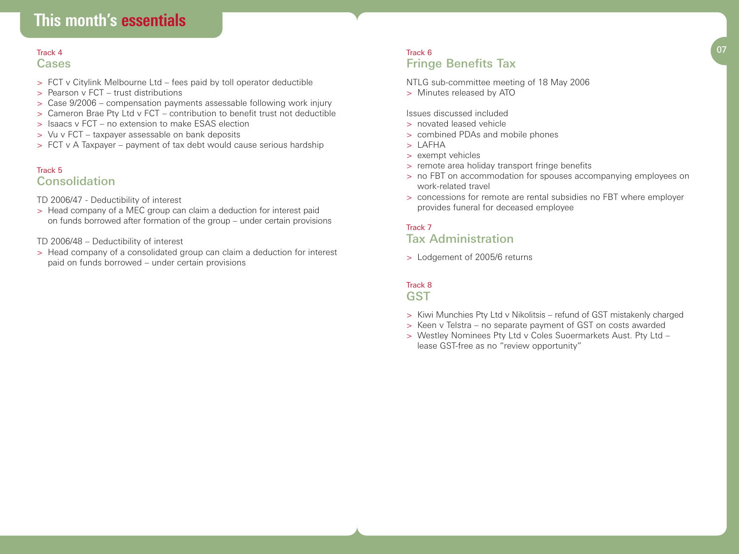# This month's essentials

Track 4

## Cases

- FCT v Citylink Melbourne Ltd – fees paid by toll operator deductible
- Pearson v FCT – trust distributions
- Case 9/2006 – compensation payments assessable following work injury
- Cameron Brae Pty Ltd v FCT – contribution to benefit trust not deductible
- Isaacs v FCT – no extension to make ESAS election
- Vu v FCT – taxpayer assessable on bank deposits
- FCT v A Taxpayer – payment of tax debt would cause serious hardship

Track 5

## Consolidation

TD 2006/47 - Deductibility of interest

- Head company of a MEC group can claim a deduction for interest paid on funds borrowed after formation of the group – under certain provisions

TD 2006/48 – Deductibility of interest

- Head company of a consolidated group can claim a deduction for interest paid on funds borrowed – under certain provisions

Track 6

## Fringe Benefits Tax

NTLG sub-committee meeting of 18 May 2006

- Minutes released by ATO

Issues discussed included

- novated leased vehicle
- combined PDAs and mobile phones
- LAFHA
- exempt vehicles
- remote area holiday transport fringe benefits
- no FBT on accommodation for spouses accompanying employees on work-related travel
- concessions for remote are rental subsidies no FBT where employer provides funeral for deceased employee

Track 7

## Tax Administration

- Lodgement of 2005/6 returns

Track 8

## GST

- Kiwi Munchies Pty Ltd v Nikolitsis – refund of GST mistakenly charged
- Keen v Telstra – no separate payment of GST on costs awarded
- Westley Nominees Pty Ltd v Coles Suoermarkets Aust. Pty Ltd – lease GST-free as no "review opportunity"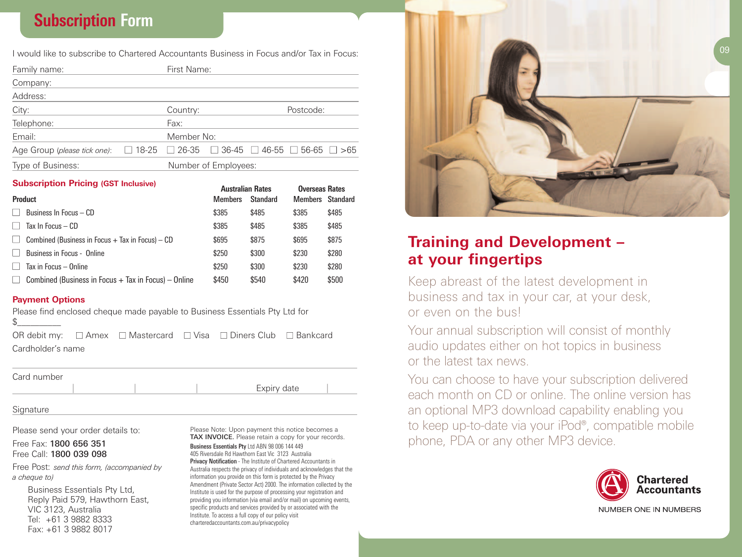# Subscription Form

I would like to subscribe to Chartered Accountants Business in Focus and/or Tax in Focus:

Family name: First Name:

Company:

Address:

City: Country: Postcode:

Telephone: Fax:

Email: Member No:

Age Group (*please tick one*): ☐ 18-25 ☐ 26-35 ☐ 36-45 ☐ 46-55 ☐ 56-65 ☐ >65

Type of Business: Number of Employees:

## Subscription Pricing (GST Inclusive)

| Product | Australian Rates | | Overseas Rates | |
|---|---|---|---|---|
| | Members | Standard | Members | Standard |
| ☐ Business In Focus – CD | $385 | $485 | $385 | $485 |
| ☐ Tax In Focus – CD | $385 | $485 | $385 | $485 |
| ☐ Combined (Business in Focus + Tax in Focus) – CD | $695 | $875 | $695 | $875 |
| ☐ Business in Focus - Online | $250 | $300 | $230 | $280 |
| ☐ Tax in Focus – Online | $250 | $300 | $230 | $280 |
| ☐ Combined (Business in Focus + Tax in Focus) – Online | $450 | $540 | $420 | $500 |

## Payment Options

Please find enclosed cheque made payable to Business Essentials Pty Ltd for $__________

OR debit my: ☐ Amex ☐ Mastercard ☐ Visa ☐ Diners Club ☐ Bankcard

Cardholder's name

Card number

Expiry date

Signature

Please send your order details to:

Free Fax: **1800 656 351**
Free Call: **1800 039 098**

Free Post: *send this form, (accompanied by a cheque to)*

Business Essentials Pty Ltd,
Reply Paid 579, Hawthorn East,
VIC 3123, Australia
Tel: +61 3 9882 8333
Fax: +61 3 9882 8017

Please Note: Upon payment this notice becomes a **TAX INVOICE.** Please retain a copy for your records.

**Business Essentials Pty** Ltd ABN 98 006 144 449
405 Riversdale Rd Hawthorn East Vic 3123 Australia

**Privacy Notification** - The Institute of Chartered Accountants in Australia respects the privacy of individuals and acknowledges that the information you provide on this form is protected by the Privacy Amendment (Private Sector Act) 2000. The information collected by the Institute is used for the purpose of processing your registration and providing you information (via email and/or mail) on upcoming events, specific products and services provided by or associated with the Institute. To access a full copy of our policy visit charteredaccountants.com.au/privacypolicy

# Training and Development – at your fingertips

Keep abreast of the latest development in business and tax in your car, at your desk, or even on the bus!

Your annual subscription will consist of monthly audio updates either on hot topics in business or the latest tax news.

You can choose to have your subscription delivered each month on CD or online. The online version has an optional MP3 download capability enabling you to keep up-to-date via your iPod®, compatible mobile phone, PDA or any other MP3 device.

Chartered Accountants
NUMBER ONE IN NUMBERS